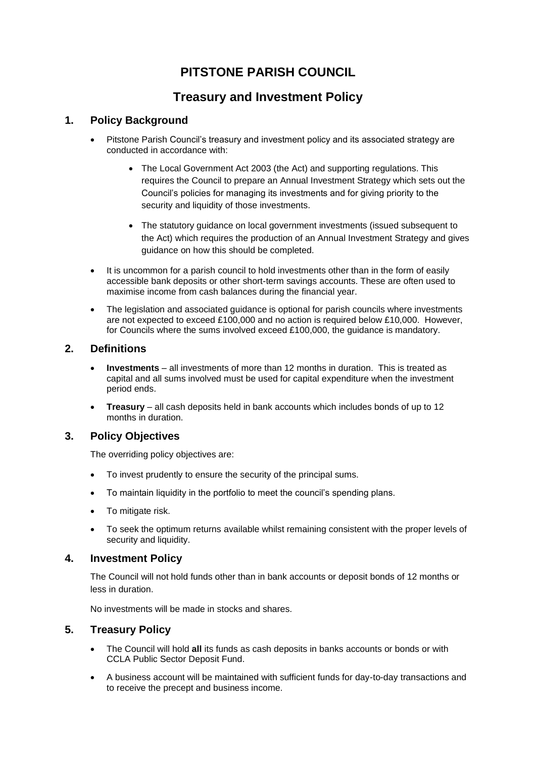# PITSTONE PARISH COUNCIL

## Treasury and Investment Policy

### 1. Policy Background

- Pitstone Parish Council's treasury and investment policy and its associated strategy are conducted in accordance with:
  - The Local Government Act 2003 (the Act) and supporting regulations. This requires the Council to prepare an Annual Investment Strategy which sets out the Council's policies for managing its investments and for giving priority to the security and liquidity of those investments.
  - The statutory guidance on local government investments (issued subsequent to the Act) which requires the production of an Annual Investment Strategy and gives guidance on how this should be completed.
- It is uncommon for a parish council to hold investments other than in the form of easily accessible bank deposits or other short-term savings accounts. These are often used to maximise income from cash balances during the financial year.
- The legislation and associated guidance is optional for parish councils where investments are not expected to exceed £100,000 and no action is required below £10,000. However, for Councils where the sums involved exceed £100,000, the guidance is mandatory.

### 2. Definitions

- **Investments** – all investments of more than 12 months in duration. This is treated as capital and all sums involved must be used for capital expenditure when the investment period ends.
- **Treasury** – all cash deposits held in bank accounts which includes bonds of up to 12 months in duration.

### 3. Policy Objectives

The overriding policy objectives are:

- To invest prudently to ensure the security of the principal sums.
- To maintain liquidity in the portfolio to meet the council's spending plans.
- To mitigate risk.
- To seek the optimum returns available whilst remaining consistent with the proper levels of security and liquidity.

### 4. Investment Policy

The Council will not hold funds other than in bank accounts or deposit bonds of 12 months or less in duration.

No investments will be made in stocks and shares.

### 5. Treasury Policy

- The Council will hold **all** its funds as cash deposits in banks accounts or bonds or with CCLA Public Sector Deposit Fund.
- A business account will be maintained with sufficient funds for day-to-day transactions and to receive the precept and business income.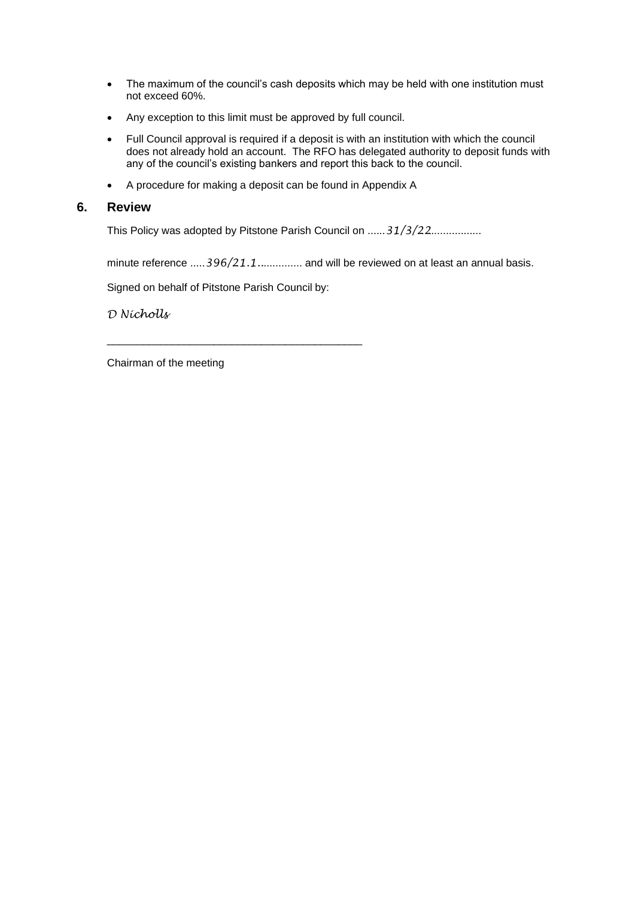- The maximum of the council's cash deposits which may be held with one institution must not exceed 60%.
- Any exception to this limit must be approved by full council.
- Full Council approval is required if a deposit is with an institution with which the council does not already hold an account. The RFO has delegated authority to deposit funds with any of the council's existing bankers and report this back to the council.
- A procedure for making a deposit can be found in Appendix A

## 6. Review

This Policy was adopted by Pitstone Parish Council on ......*31/3/22*.................

minute reference .....*396/21.1*............... and will be reviewed on at least an annual basis.

Signed on behalf of Pitstone Parish Council by:

*D Nicholls*

\_\_\_\_\_\_\_\_\_\_\_\_\_\_\_\_\_\_\_\_\_\_\_\_\_\_\_\_\_\_\_\_\_\_\_\_\_\_\_\_\_\_\_\_

Chairman of the meeting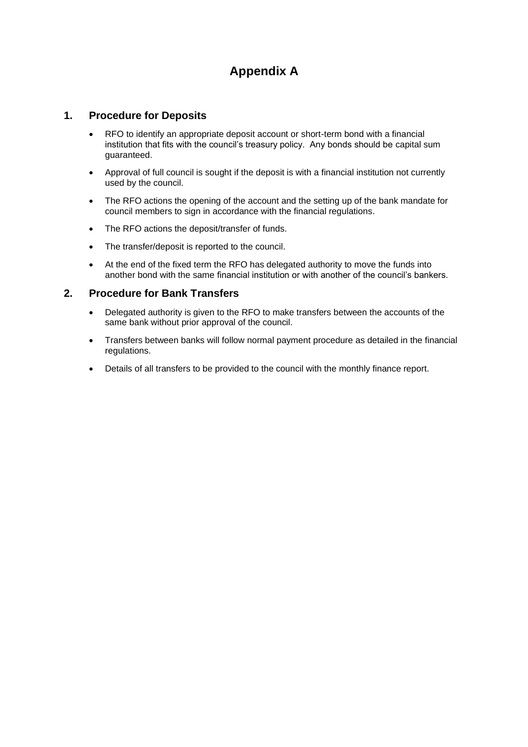# Appendix A

## 1. Procedure for Deposits

- RFO to identify an appropriate deposit account or short-term bond with a financial institution that fits with the council's treasury policy. Any bonds should be capital sum guaranteed.
- Approval of full council is sought if the deposit is with a financial institution not currently used by the council.
- The RFO actions the opening of the account and the setting up of the bank mandate for council members to sign in accordance with the financial regulations.
- The RFO actions the deposit/transfer of funds.
- The transfer/deposit is reported to the council.
- At the end of the fixed term the RFO has delegated authority to move the funds into another bond with the same financial institution or with another of the council's bankers.

## 2. Procedure for Bank Transfers

- Delegated authority is given to the RFO to make transfers between the accounts of the same bank without prior approval of the council.
- Transfers between banks will follow normal payment procedure as detailed in the financial regulations.
- Details of all transfers to be provided to the council with the monthly finance report.